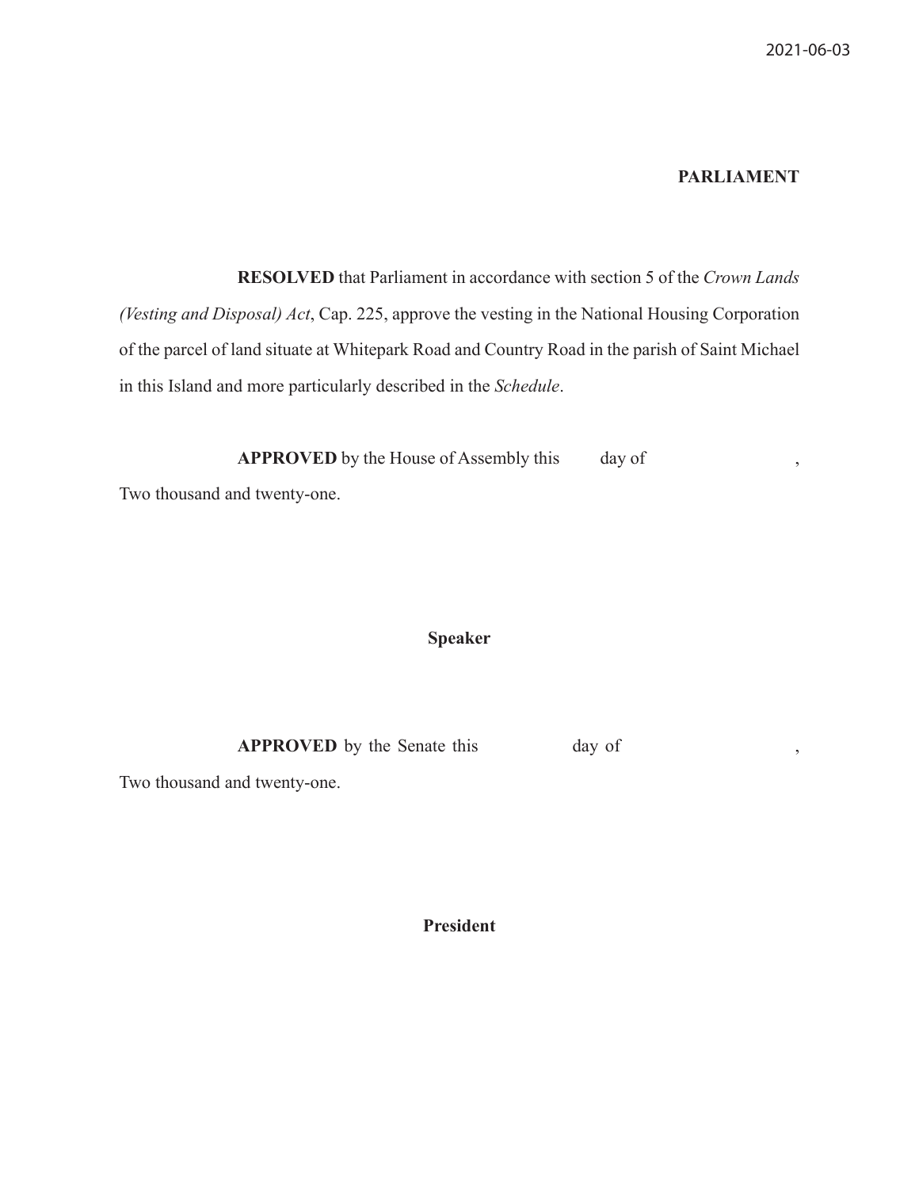2021-06-03

**PARLIAMENT**

**RESOLVED** that Parliament in accordance with section 5 of the *Crown Lands (Vesting and Disposal) Act*, Cap. 225, approve the vesting in the National Housing Corporation of the parcel of land situate at Whitepark Road and Country Road in the parish of Saint Michael in this Island and more particularly described in the *Schedule*.

**APPROVED** by the House of Assembly this day of , Two thousand and twenty-one.

**Speaker**

**APPROVED** by the Senate this day of , Two thousand and twenty-one.

**President**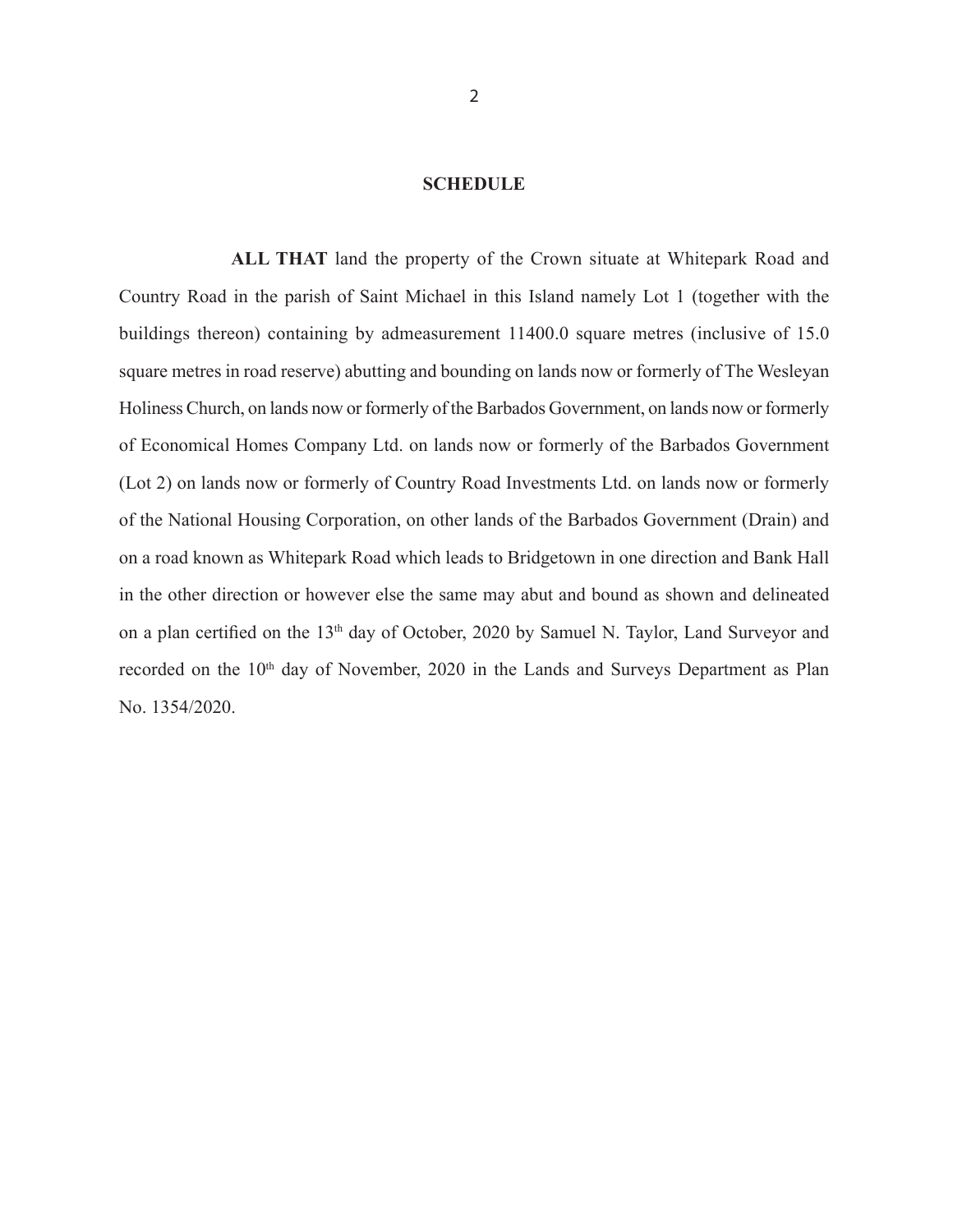## SCHEDULE

**ALL THAT** land the property of the Crown situate at Whitepark Road and Country Road in the parish of Saint Michael in this Island namely Lot 1 (together with the buildings thereon) containing by admeasurement 11400.0 square metres (inclusive of 15.0 square metres in road reserve) abutting and bounding on lands now or formerly of The Wesleyan Holiness Church, on lands now or formerly of the Barbados Government, on lands now or formerly of Economical Homes Company Ltd. on lands now or formerly of the Barbados Government (Lot 2) on lands now or formerly of Country Road Investments Ltd. on lands now or formerly of the National Housing Corporation, on other lands of the Barbados Government (Drain) and on a road known as Whitepark Road which leads to Bridgetown in one direction and Bank Hall in the other direction or however else the same may abut and bound as shown and delineated on a plan certified on the 13th day of October, 2020 by Samuel N. Taylor, Land Surveyor and recorded on the 10th day of November, 2020 in the Lands and Surveys Department as Plan No. 1354/2020.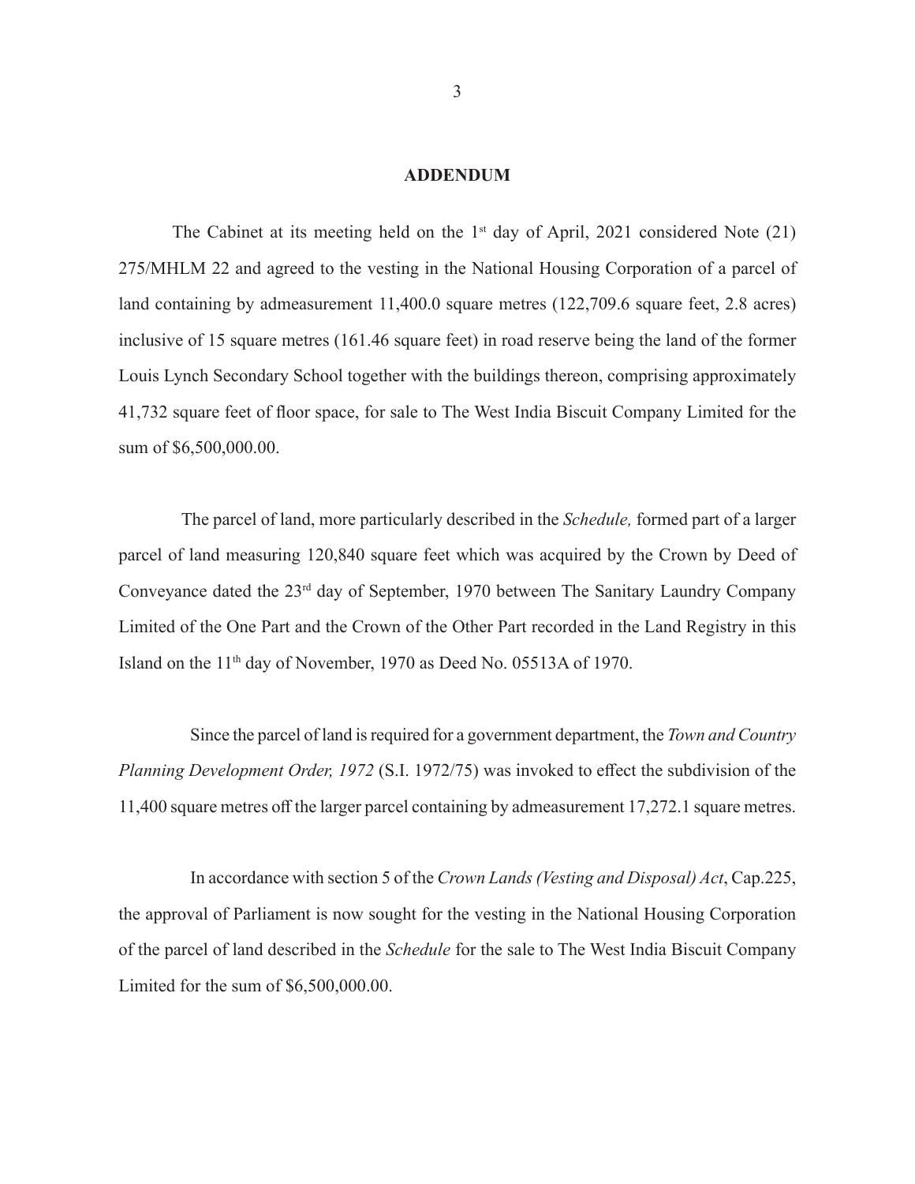## ADDENDUM

The Cabinet at its meeting held on the 1st day of April, 2021 considered Note (21) 275/MHLM 22 and agreed to the vesting in the National Housing Corporation of a parcel of land containing by admeasurement 11,400.0 square metres (122,709.6 square feet, 2.8 acres) inclusive of 15 square metres (161.46 square feet) in road reserve being the land of the former Louis Lynch Secondary School together with the buildings thereon, comprising approximately 41,732 square feet of floor space, for sale to The West India Biscuit Company Limited for the sum of $6,500,000.00.

The parcel of land, more particularly described in the *Schedule,* formed part of a larger parcel of land measuring 120,840 square feet which was acquired by the Crown by Deed of Conveyance dated the 23rd day of September, 1970 between The Sanitary Laundry Company Limited of the One Part and the Crown of the Other Part recorded in the Land Registry in this Island on the 11th day of November, 1970 as Deed No. 05513A of 1970.

Since the parcel of land is required for a government department, the *Town and Country Planning Development Order, 1972* (S.I. 1972/75) was invoked to effect the subdivision of the 11,400 square metres off the larger parcel containing by admeasurement 17,272.1 square metres.

In accordance with section 5 of the *Crown Lands (Vesting and Disposal) Act*, Cap.225, the approval of Parliament is now sought for the vesting in the National Housing Corporation of the parcel of land described in the *Schedule* for the sale to The West India Biscuit Company Limited for the sum of $6,500,000.00.